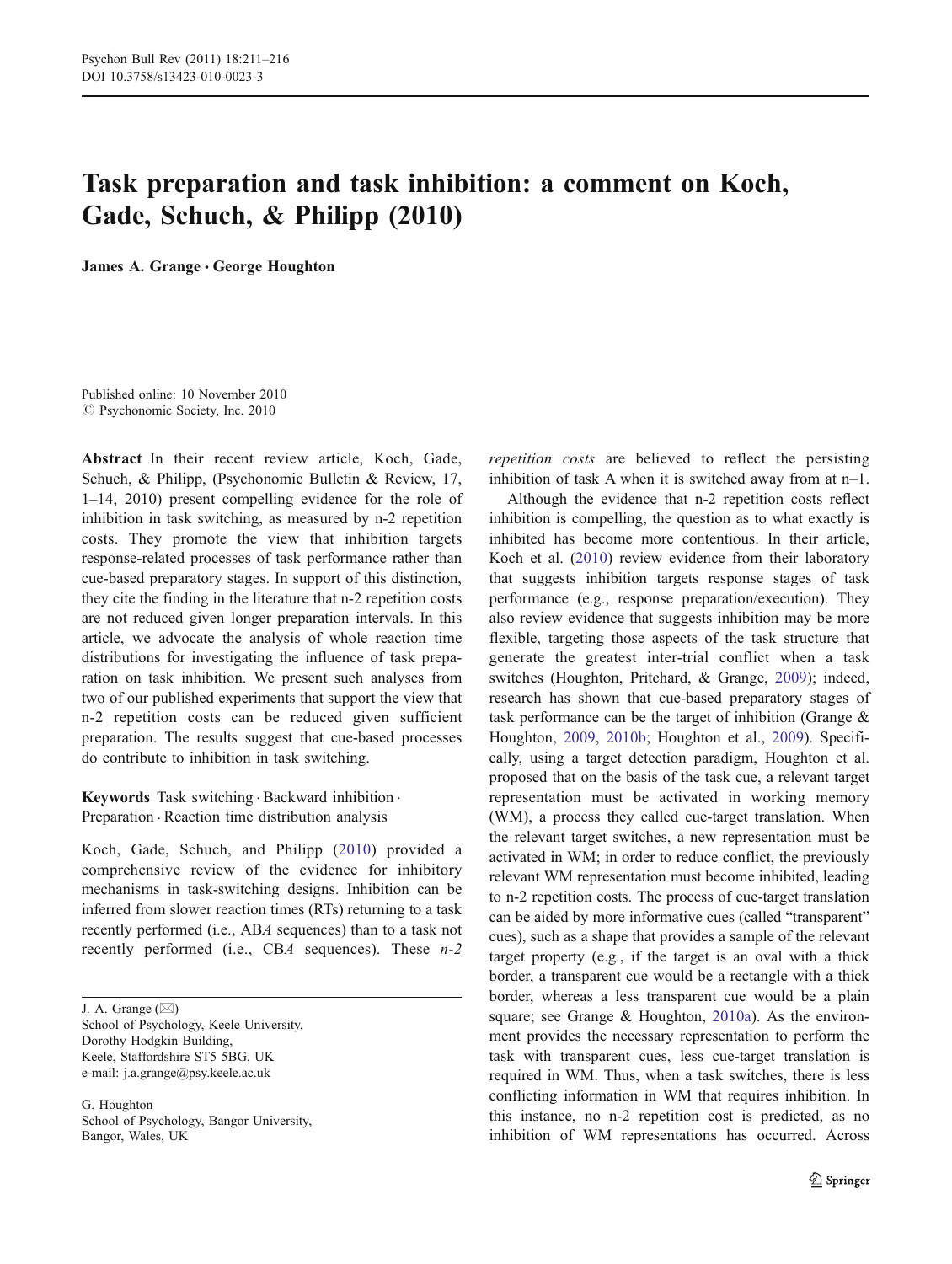# Task preparation and task inhibition: a comment on Koch, Gade, Schuch, & Philipp (2010)

**James A. Grange · George Houghton**

Published online: 10 November 2010
© Psychonomic Society, Inc. 2010

**Abstract** In their recent review article, Koch, Gade, Schuch, & Philipp, (Psychonomic Bulletin & Review, 17, 1–14, 2010) present compelling evidence for the role of inhibition in task switching, as measured by n-2 repetition costs. They promote the view that inhibition targets response-related processes of task performance rather than cue-based preparatory stages. In support of this distinction, they cite the finding in the literature that n-2 repetition costs are not reduced given longer preparation intervals. In this article, we advocate the analysis of whole reaction time distributions for investigating the influence of task preparation on task inhibition. We present such analyses from two of our published experiments that support the view that n-2 repetition costs can be reduced given sufficient preparation. The results suggest that cue-based processes do contribute to inhibition in task switching.

**Keywords** Task switching · Backward inhibition · Preparation · Reaction time distribution analysis

Koch, Gade, Schuch, and Philipp (2010) provided a comprehensive review of the evidence for inhibitory mechanisms in task-switching designs. Inhibition can be inferred from slower reaction times (RTs) returning to a task recently performed (i.e., AB*A* sequences) than to a task not recently performed (i.e., CB*A* sequences). These *n-2 repetition costs* are believed to reflect the persisting inhibition of task A when it is switched away from at n–1.

Although the evidence that n-2 repetition costs reflect inhibition is compelling, the question as to what exactly is inhibited has become more contentious. In their article, Koch et al. (2010) review evidence from their laboratory that suggests inhibition targets response stages of task performance (e.g., response preparation/execution). They also review evidence that suggests inhibition may be more flexible, targeting those aspects of the task structure that generate the greatest inter-trial conflict when a task switches (Houghton, Pritchard, & Grange, 2009); indeed, research has shown that cue-based preparatory stages of task performance can be the target of inhibition (Grange & Houghton, 2009, 2010b; Houghton et al., 2009). Specifically, using a target detection paradigm, Houghton et al. proposed that on the basis of the task cue, a relevant target representation must be activated in working memory (WM), a process they called cue-target translation. When the relevant target switches, a new representation must be activated in WM; in order to reduce conflict, the previously relevant WM representation must become inhibited, leading to n-2 repetition costs. The process of cue-target translation can be aided by more informative cues (called "transparent" cues), such as a shape that provides a sample of the relevant target property (e.g., if the target is an oval with a thick border, a transparent cue would be a rectangle with a thick border, whereas a less transparent cue would be a plain square; see Grange & Houghton, 2010a). As the environment provides the necessary representation to perform the task with transparent cues, less cue-target translation is required in WM. Thus, when a task switches, there is less conflicting information in WM that requires inhibition. In this instance, no n-2 repetition cost is predicted, as no inhibition of WM representations has occurred. Across

J. A. Grange (✉)
School of Psychology, Keele University,
Dorothy Hodgkin Building,
Keele, Staffordshire ST5 5BG, UK
e-mail: j.a.grange@psy.keele.ac.uk

G. Houghton
School of Psychology, Bangor University,
Bangor, Wales, UK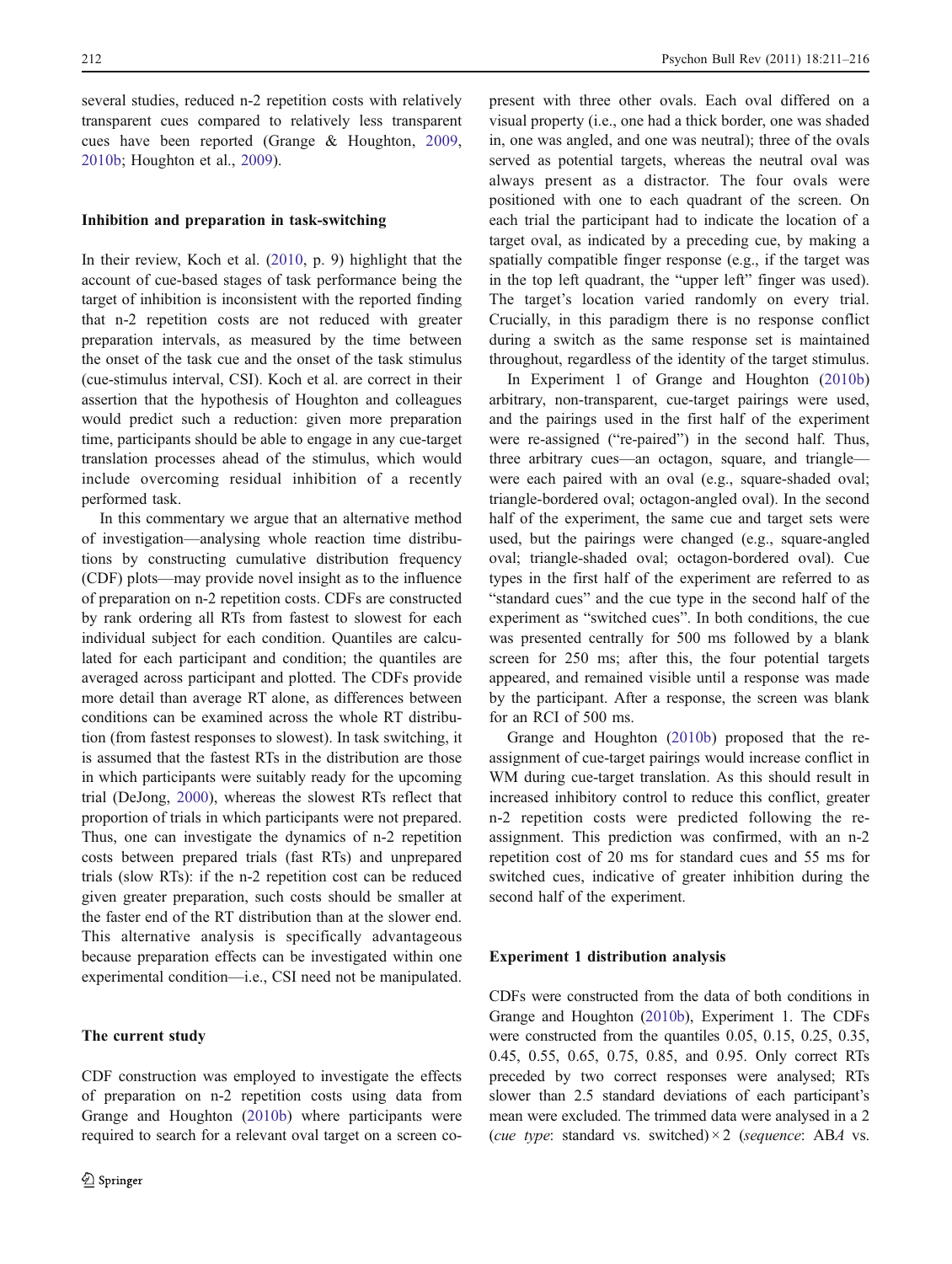several studies, reduced n-2 repetition costs with relatively transparent cues compared to relatively less transparent cues have been reported (Grange & Houghton, 2009, 2010b; Houghton et al., 2009).

### Inhibition and preparation in task-switching

In their review, Koch et al. (2010, p. 9) highlight that the account of cue-based stages of task performance being the target of inhibition is inconsistent with the reported finding that n-2 repetition costs are not reduced with greater preparation intervals, as measured by the time between the onset of the task cue and the onset of the task stimulus (cue-stimulus interval, CSI). Koch et al. are correct in their assertion that the hypothesis of Houghton and colleagues would predict such a reduction: given more preparation time, participants should be able to engage in any cue-target translation processes ahead of the stimulus, which would include overcoming residual inhibition of a recently performed task.

In this commentary we argue that an alternative method of investigation—analysing whole reaction time distributions by constructing cumulative distribution frequency (CDF) plots—may provide novel insight as to the influence of preparation on n-2 repetition costs. CDFs are constructed by rank ordering all RTs from fastest to slowest for each individual subject for each condition. Quantiles are calculated for each participant and condition; the quantiles are averaged across participant and plotted. The CDFs provide more detail than average RT alone, as differences between conditions can be examined across the whole RT distribution (from fastest responses to slowest). In task switching, it is assumed that the fastest RTs in the distribution are those in which participants were suitably ready for the upcoming trial (DeJong, 2000), whereas the slowest RTs reflect that proportion of trials in which participants were not prepared. Thus, one can investigate the dynamics of n-2 repetition costs between prepared trials (fast RTs) and unprepared trials (slow RTs): if the n-2 repetition cost can be reduced given greater preparation, such costs should be smaller at the faster end of the RT distribution than at the slower end. This alternative analysis is specifically advantageous because preparation effects can be investigated within one experimental condition—i.e., CSI need not be manipulated.

### The current study

CDF construction was employed to investigate the effects of preparation on n-2 repetition costs using data from Grange and Houghton (2010b) where participants were required to search for a relevant oval target on a screen co-present with three other ovals. Each oval differed on a visual property (i.e., one had a thick border, one was shaded in, one was angled, and one was neutral); three of the ovals served as potential targets, whereas the neutral oval was always present as a distractor. The four ovals were positioned with one to each quadrant of the screen. On each trial the participant had to indicate the location of a target oval, as indicated by a preceding cue, by making a spatially compatible finger response (e.g., if the target was in the top left quadrant, the "upper left" finger was used). The target's location varied randomly on every trial. Crucially, in this paradigm there is no response conflict during a switch as the same response set is maintained throughout, regardless of the identity of the target stimulus.

In Experiment 1 of Grange and Houghton (2010b) arbitrary, non-transparent, cue-target pairings were used, and the pairings used in the first half of the experiment were re-assigned ("re-paired") in the second half. Thus, three arbitrary cues—an octagon, square, and triangle—were each paired with an oval (e.g., square-shaded oval; triangle-bordered oval; octagon-angled oval). In the second half of the experiment, the same cue and target sets were used, but the pairings were changed (e.g., square-angled oval; triangle-shaded oval; octagon-bordered oval). Cue types in the first half of the experiment are referred to as "standard cues" and the cue type in the second half of the experiment as "switched cues". In both conditions, the cue was presented centrally for 500 ms followed by a blank screen for 250 ms; after this, the four potential targets appeared, and remained visible until a response was made by the participant. After a response, the screen was blank for an RCI of 500 ms.

Grange and Houghton (2010b) proposed that the re-assignment of cue-target pairings would increase conflict in WM during cue-target translation. As this should result in increased inhibitory control to reduce this conflict, greater n-2 repetition costs were predicted following the re-assignment. This prediction was confirmed, with an n-2 repetition cost of 20 ms for standard cues and 55 ms for switched cues, indicative of greater inhibition during the second half of the experiment.

### Experiment 1 distribution analysis

CDFs were constructed from the data of both conditions in Grange and Houghton (2010b), Experiment 1. The CDFs were constructed from the quantiles 0.05, 0.15, 0.25, 0.35, 0.45, 0.55, 0.65, 0.75, 0.85, and 0.95. Only correct RTs preceded by two correct responses were analysed; RTs slower than 2.5 standard deviations of each participant's mean were excluded. The trimmed data were analysed in a 2 (*cue type*: standard vs. switched) × 2 (*sequence*: AB*A* vs.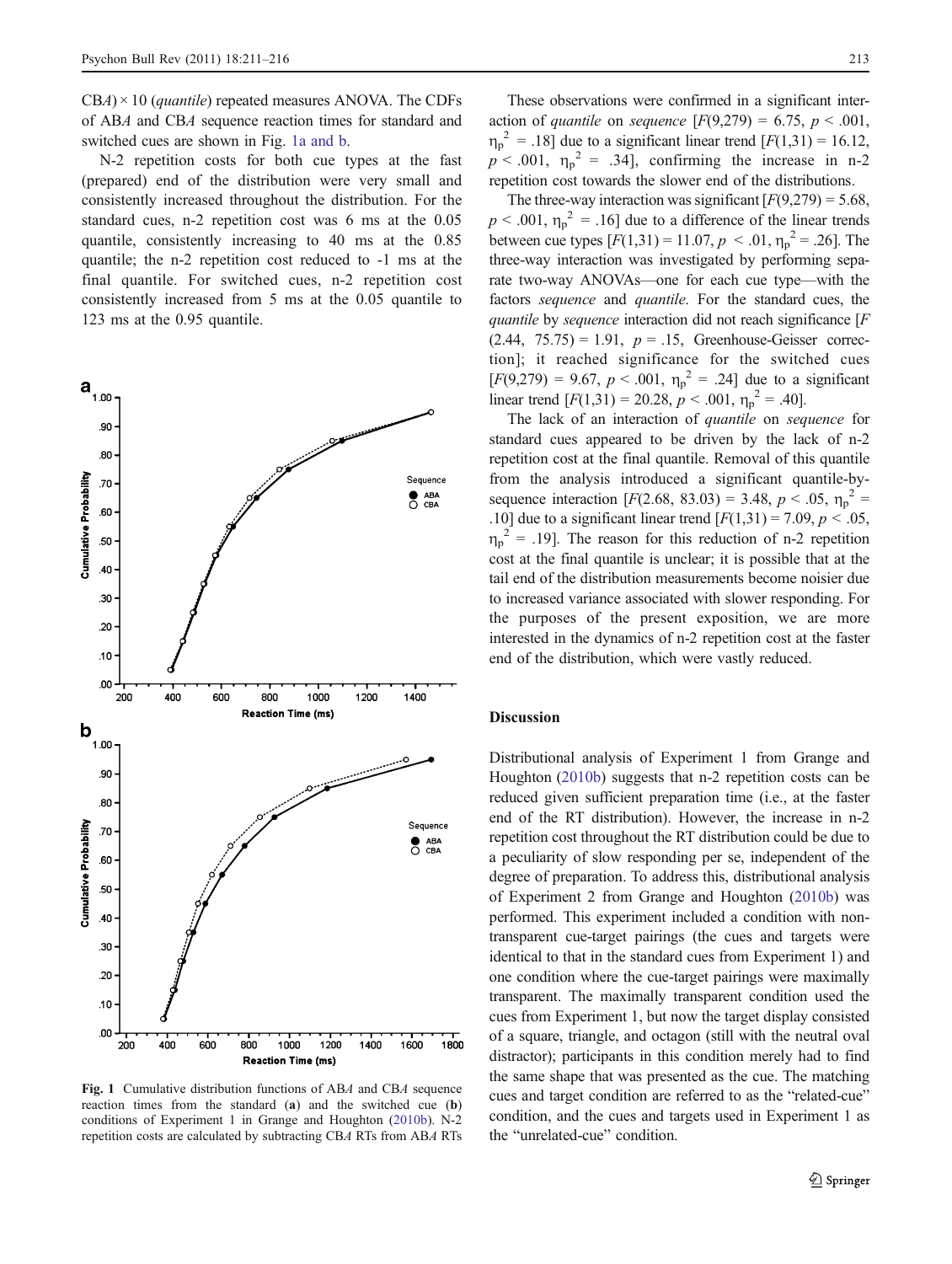CBA) × 10 (*quantile*) repeated measures ANOVA. The CDFs of ABA and CBA sequence reaction times for standard and switched cues are shown in Fig. 1a and b.

N-2 repetition costs for both cue types at the fast (prepared) end of the distribution were very small and consistently increased throughout the distribution. For the standard cues, n-2 repetition cost was 6 ms at the 0.05 quantile, consistently increasing to 40 ms at the 0.85 quantile; the n-2 repetition cost reduced to -1 ms at the final quantile. For switched cues, n-2 repetition cost consistently increased from 5 ms at the 0.05 quantile to 123 ms at the 0.95 quantile.

**Fig. 1** Cumulative distribution functions of ABA and CBA sequence reaction times from the standard (**a**) and the switched cue (**b**) conditions of Experiment 1 in Grange and Houghton (2010b). N-2 repetition costs are calculated by subtracting CBA RTs from ABA RTs

These observations were confirmed in a significant interaction of *quantile* on *sequence* [$F(9,279) = 6.75$, $p < .001$, $\eta_p^2 = .18$] due to a significant linear trend [$F(1,31) = 16.12$, $p < .001$, $\eta_p^2 = .34$], confirming the increase in n-2 repetition cost towards the slower end of the distributions.

The three-way interaction was significant [$F(9,279) = 5.68$, $p < .001$, $\eta_p^2 = .16$] due to a difference of the linear trends between cue types [$F(1,31) = 11.07$, $p < .01$, $\eta_p^2 = .26$]. The three-way interaction was investigated by performing separate two-way ANOVAs—one for each cue type—with the factors *sequence* and *quantile*. For the standard cues, the *quantile* by *sequence* interaction did not reach significance [$F(2.44, 75.75) = 1.91$, $p = .15$, Greenhouse-Geisser correction]; it reached significance for the switched cues [$F(9,279) = 9.67$, $p < .001$, $\eta_p^2 = .24$] due to a significant linear trend [$F(1,31) = 20.28$, $p < .001$, $\eta_p^2 = .40$].

The lack of an interaction of *quantile* on *sequence* for standard cues appeared to be driven by the lack of n-2 repetition cost at the final quantile. Removal of this quantile from the analysis introduced a significant quantile-by-sequence interaction [$F(2.68, 83.03) = 3.48$, $p < .05$, $\eta_p^2 = .10$] due to a significant linear trend [$F(1,31) = 7.09$, $p < .05$, $\eta_p^2 = .19$]. The reason for this reduction of n-2 repetition cost at the final quantile is unclear; it is possible that at the tail end of the distribution measurements become noisier due to increased variance associated with slower responding. For the purposes of the present exposition, we are more interested in the dynamics of n-2 repetition cost at the faster end of the distribution, which were vastly reduced.

## Discussion

Distributional analysis of Experiment 1 from Grange and Houghton (2010b) suggests that n-2 repetition costs can be reduced given sufficient preparation time (i.e., at the faster end of the RT distribution). However, the increase in n-2 repetition cost throughout the RT distribution could be due to a peculiarity of slow responding per se, independent of the degree of preparation. To address this, distributional analysis of Experiment 2 from Grange and Houghton (2010b) was performed. This experiment included a condition with non-transparent cue-target pairings (the cues and targets were identical to that in the standard cues from Experiment 1) and one condition where the cue-target pairings were maximally transparent. The maximally transparent condition used the cues from Experiment 1, but now the target display consisted of a square, triangle, and octagon (still with the neutral oval distractor); participants in this condition merely had to find the same shape that was presented as the cue. The matching cues and target condition are referred to as the "related-cue" condition, and the cues and targets used in Experiment 1 as the "unrelated-cue" condition.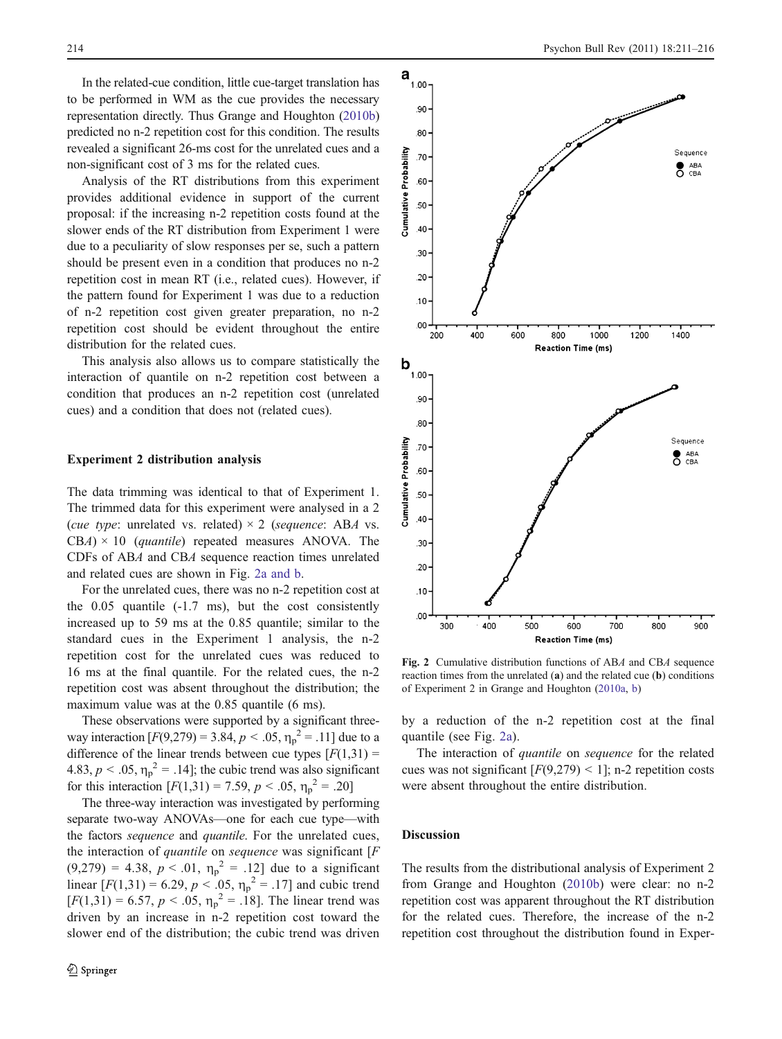In the related-cue condition, little cue-target translation has to be performed in WM as the cue provides the necessary representation directly. Thus Grange and Houghton (2010b) predicted no n-2 repetition cost for this condition. The results revealed a significant 26-ms cost for the unrelated cues and a non-significant cost of 3 ms for the related cues.

Analysis of the RT distributions from this experiment provides additional evidence in support of the current proposal: if the increasing n-2 repetition costs found at the slower ends of the RT distribution from Experiment 1 were due to a peculiarity of slow responses per se, such a pattern should be present even in a condition that produces no n-2 repetition cost in mean RT (i.e., related cues). However, if the pattern found for Experiment 1 was due to a reduction of n-2 repetition cost given greater preparation, no n-2 repetition cost should be evident throughout the entire distribution for the related cues.

This analysis also allows us to compare statistically the interaction of quantile on n-2 repetition cost between a condition that produces an n-2 repetition cost (unrelated cues) and a condition that does not (related cues).

### Experiment 2 distribution analysis

The data trimming was identical to that of Experiment 1. The trimmed data for this experiment were analysed in a 2 (*cue type*: unrelated vs. related) × 2 (*sequence*: AB*A* vs. CB*A*) × 10 (*quantile*) repeated measures ANOVA. The CDFs of AB*A* and CB*A* sequence reaction times unrelated and related cues are shown in Fig. 2a and b.

For the unrelated cues, there was no n-2 repetition cost at the 0.05 quantile (-1.7 ms), but the cost consistently increased up to 59 ms at the 0.85 quantile; similar to the standard cues in the Experiment 1 analysis, the n-2 repetition cost for the unrelated cues was reduced to 16 ms at the final quantile. For the related cues, the n-2 repetition cost was absent throughout the distribution; the maximum value was at the 0.85 quantile (6 ms).

These observations were supported by a significant three-way interaction [$F(9,279) = 3.84$, $p < .05$, $\eta_p^2 = .11$] due to a difference of the linear trends between cue types [$F(1,31) = 4.83$, $p < .05$, $\eta_p^2 = .14$]; the cubic trend was also significant for this interaction [$F(1,31) = 7.59$, $p < .05$, $\eta_p^2 = .20$]

The three-way interaction was investigated by performing separate two-way ANOVAs—one for each cue type—with the factors *sequence* and *quantile*. For the unrelated cues, the interaction of *quantile* on *sequence* was significant [$F(9,279) = 4.38$, $p < .01$, $\eta_p^2 = .12$] due to a significant linear [$F(1,31) = 6.29$, $p < .05$, $\eta_p^2 = .17$] and cubic trend [$F(1,31) = 6.57$, $p < .05$, $\eta_p^2 = .18$]. The linear trend was driven by an increase in n-2 repetition cost toward the slower end of the distribution; the cubic trend was driven by a reduction of the n-2 repetition cost at the final quantile (see Fig. 2a).

The interaction of *quantile* on *sequence* for the related cues was not significant [$F(9,279) < 1$]; n-2 repetition costs were absent throughout the entire distribution.

**Fig. 2** Cumulative distribution functions of AB*A* and CB*A* sequence reaction times from the unrelated (**a**) and the related cue (**b**) conditions of Experiment 2 in Grange and Houghton (2010a, b)

### Discussion

The results from the distributional analysis of Experiment 2 from Grange and Houghton (2010b) were clear: no n-2 repetition cost was apparent throughout the RT distribution for the related cues. Therefore, the increase of the n-2 repetition cost throughout the distribution found in Exper-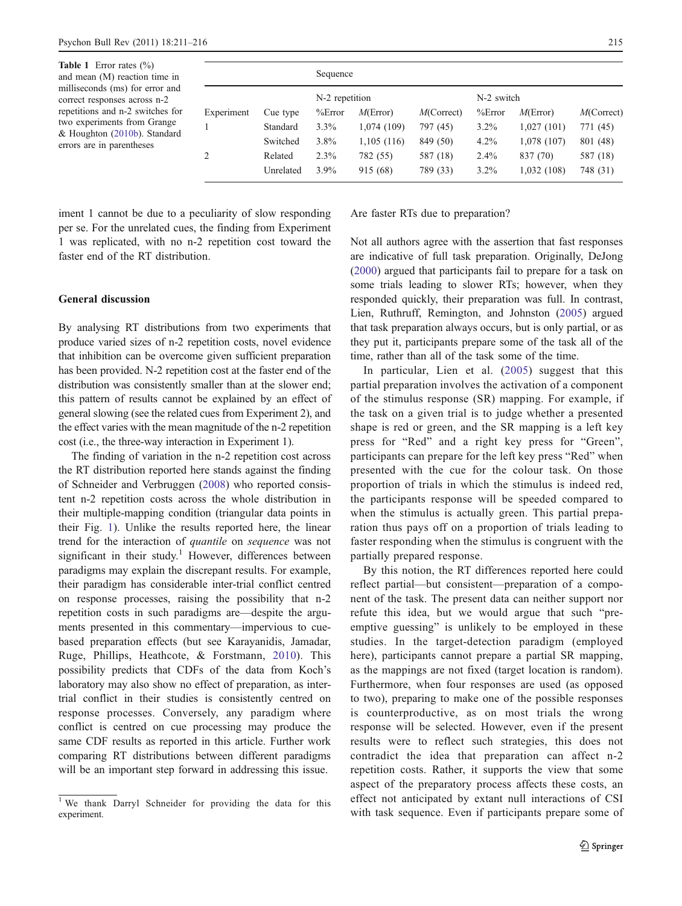**Table 1** Error rates (%) and mean (M) reaction time in milliseconds (ms) for error and correct responses across n-2 repetitions and n-2 switches for two experiments from Grange & Houghton (2010b). Standard errors are in parentheses

| | | Sequence | | | | | |
|---|---|---|---|---|---|---|---|
| | | N-2 repetition | | | N-2 switch | | |
| Experiment | Cue type | %Error | M(Error) | M(Correct) | %Error | M(Error) | M(Correct) |
| 1 | Standard | 3.3% | 1,074 (109) | 797 (45) | 3.2% | 1,027 (101) | 771 (45) |
| | Switched | 3.8% | 1,105 (116) | 849 (50) | 4.2% | 1,078 (107) | 801 (48) |
| 2 | Related | 2.3% | 782 (55) | 587 (18) | 2.4% | 837 (70) | 587 (18) |
| | Unrelated | 3.9% | 915 (68) | 789 (33) | 3.2% | 1,032 (108) | 748 (31) |

iment 1 cannot be due to a peculiarity of slow responding per se. For the unrelated cues, the finding from Experiment 1 was replicated, with no n-2 repetition cost toward the faster end of the RT distribution.

## General discussion

By analysing RT distributions from two experiments that produce varied sizes of n-2 repetition costs, novel evidence that inhibition can be overcome given sufficient preparation has been provided. N-2 repetition cost at the faster end of the distribution was consistently smaller than at the slower end; this pattern of results cannot be explained by an effect of general slowing (see the related cues from Experiment 2), and the effect varies with the mean magnitude of the n-2 repetition cost (i.e., the three-way interaction in Experiment 1).

The finding of variation in the n-2 repetition cost across the RT distribution reported here stands against the finding of Schneider and Verbruggen (2008) who reported consistent n-2 repetition costs across the whole distribution in their multiple-mapping condition (triangular data points in their Fig. 1). Unlike the results reported here, the linear trend for the interaction of *quantile* on *sequence* was not significant in their study.[1] However, differences between paradigms may explain the discrepant results. For example, their paradigm has considerable inter-trial conflict centred on response processes, raising the possibility that n-2 repetition costs in such paradigms are—despite the arguments presented in this commentary—impervious to cue-based preparation effects (but see Karayanidis, Jamadar, Ruge, Phillips, Heathcote, & Forstmann, 2010). This possibility predicts that CDFs of the data from Koch's laboratory may also show no effect of preparation, as inter-trial conflict in their studies is consistently centred on response processes. Conversely, any paradigm where conflict is centred on cue processing may produce the same CDF results as reported in this article. Further work comparing RT distributions between different paradigms will be an important step forward in addressing this issue.

[1] We thank Darryl Schneider for providing the data for this experiment.

### Are faster RTs due to preparation?

Not all authors agree with the assertion that fast responses are indicative of full task preparation. Originally, DeJong (2000) argued that participants fail to prepare for a task on some trials leading to slower RTs; however, when they responded quickly, their preparation was full. In contrast, Lien, Ruthruff, Remington, and Johnston (2005) argued that task preparation always occurs, but is only partial, or as they put it, participants prepare some of the task all of the time, rather than all of the task some of the time.

In particular, Lien et al. (2005) suggest that this partial preparation involves the activation of a component of the stimulus response (SR) mapping. For example, if the task on a given trial is to judge whether a presented shape is red or green, and the SR mapping is a left key press for "Red" and a right key press for "Green", participants can prepare for the left key press "Red" when presented with the cue for the colour task. On those proportion of trials in which the stimulus is indeed red, the participants response will be speeded compared to when the stimulus is actually green. This partial preparation thus pays off on a proportion of trials leading to faster responding when the stimulus is congruent with the partially prepared response.

By this notion, the RT differences reported here could reflect partial—but consistent—preparation of a component of the task. The present data can neither support nor refute this idea, but we would argue that such "preemptive guessing" is unlikely to be employed in these studies. In the target-detection paradigm (employed here), participants cannot prepare a partial SR mapping, as the mappings are not fixed (target location is random). Furthermore, when four responses are used (as opposed to two), preparing to make one of the possible responses is counterproductive, as on most trials the wrong response will be selected. However, even if the present results were to reflect such strategies, this does not contradict the idea that preparation can affect n-2 repetition costs. Rather, it supports the view that some aspect of the preparatory process affects these costs, an effect not anticipated by extant null interactions of CSI with task sequence. Even if participants prepare some of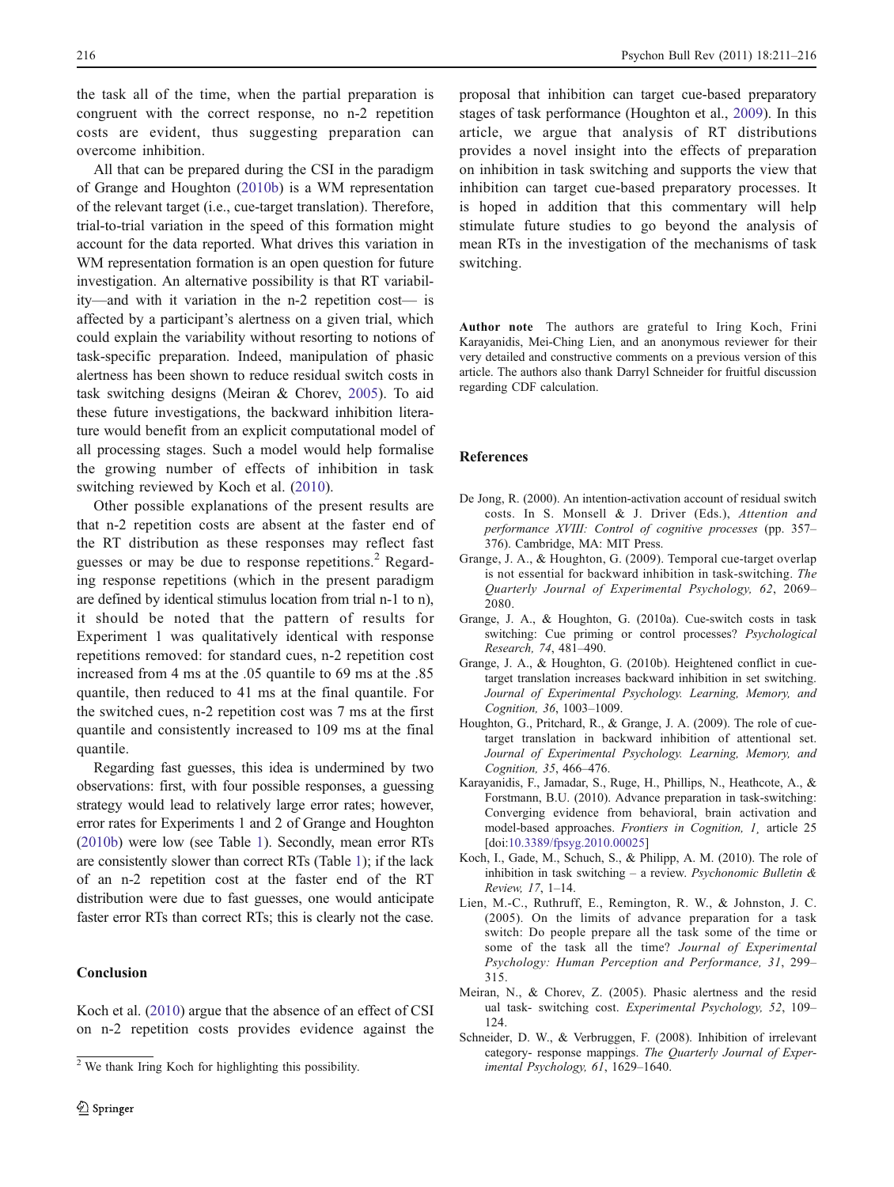the task all of the time, when the partial preparation is congruent with the correct response, no n-2 repetition costs are evident, thus suggesting preparation can overcome inhibition.

All that can be prepared during the CSI in the paradigm of Grange and Houghton (2010b) is a WM representation of the relevant target (i.e., cue-target translation). Therefore, trial-to-trial variation in the speed of this formation might account for the data reported. What drives this variation in WM representation formation is an open question for future investigation. An alternative possibility is that RT variability—and with it variation in the n-2 repetition cost— is affected by a participant's alertness on a given trial, which could explain the variability without resorting to notions of task-specific preparation. Indeed, manipulation of phasic alertness has been shown to reduce residual switch costs in task switching designs (Meiran & Chorev, 2005). To aid these future investigations, the backward inhibition literature would benefit from an explicit computational model of all processing stages. Such a model would help formalise the growing number of effects of inhibition in task switching reviewed by Koch et al. (2010).

Other possible explanations of the present results are that n-2 repetition costs are absent at the faster end of the RT distribution as these responses may reflect fast guesses or may be due to response repetitions.[2] Regarding response repetitions (which in the present paradigm are defined by identical stimulus location from trial n-1 to n), it should be noted that the pattern of results for Experiment 1 was qualitatively identical with response repetitions removed: for standard cues, n-2 repetition cost increased from 4 ms at the .05 quantile to 69 ms at the .85 quantile, then reduced to 41 ms at the final quantile. For the switched cues, n-2 repetition cost was 7 ms at the first quantile and consistently increased to 109 ms at the final quantile.

Regarding fast guesses, this idea is undermined by two observations: first, with four possible responses, a guessing strategy would lead to relatively large error rates; however, error rates for Experiments 1 and 2 of Grange and Houghton (2010b) were low (see Table 1). Secondly, mean error RTs are consistently slower than correct RTs (Table 1); if the lack of an n-2 repetition cost at the faster end of the RT distribution were due to fast guesses, one would anticipate faster error RTs than correct RTs; this is clearly not the case.

## Conclusion

Koch et al. (2010) argue that the absence of an effect of CSI on n-2 repetition costs provides evidence against the proposal that inhibition can target cue-based preparatory stages of task performance (Houghton et al., 2009). In this article, we argue that analysis of RT distributions provides a novel insight into the effects of preparation on inhibition in task switching and supports the view that inhibition can target cue-based preparatory processes. It is hoped in addition that this commentary will help stimulate future studies to go beyond the analysis of mean RTs in the investigation of the mechanisms of task switching.

**Author note** The authors are grateful to Iring Koch, Frini Karayanidis, Mei-Ching Lien, and an anonymous reviewer for their very detailed and constructive comments on a previous version of this article. The authors also thank Darryl Schneider for fruitful discussion regarding CDF calculation.

## References

De Jong, R. (2000). An intention-activation account of residual switch costs. In S. Monsell & J. Driver (Eds.), *Attention and performance XVIII: Control of cognitive processes* (pp. 357–376). Cambridge, MA: MIT Press.

Grange, J. A., & Houghton, G. (2009). Temporal cue-target overlap is not essential for backward inhibition in task-switching. *The Quarterly Journal of Experimental Psychology, 62*, 2069–2080.

Grange, J. A., & Houghton, G. (2010a). Cue-switch costs in task switching: Cue priming or control processes? *Psychological Research, 74*, 481–490.

Grange, J. A., & Houghton, G. (2010b). Heightened conflict in cue-target translation increases backward inhibition in set switching. *Journal of Experimental Psychology. Learning, Memory, and Cognition, 36*, 1003–1009.

Houghton, G., Pritchard, R., & Grange, J. A. (2009). The role of cue-target translation in backward inhibition of attentional set. *Journal of Experimental Psychology. Learning, Memory, and Cognition, 35*, 466–476.

Karayanidis, F., Jamadar, S., Ruge, H., Phillips, N., Heathcote, A., & Forstmann, B.U. (2010). Advance preparation in task-switching: Converging evidence from behavioral, brain activation and model-based approaches. *Frontiers in Cognition, 1*, article 25 [doi:10.3389/fpsyg.2010.00025]

Koch, I., Gade, M., Schuch, S., & Philipp, A. M. (2010). The role of inhibition in task switching – a review. *Psychonomic Bulletin & Review, 17*, 1–14.

Lien, M.-C., Ruthruff, E., Remington, R. W., & Johnston, J. C. (2005). On the limits of advance preparation for a task switch: Do people prepare all the task some of the time or some of the task all the time? *Journal of Experimental Psychology: Human Perception and Performance, 31*, 299–315.

Meiran, N., & Chorev, Z. (2005). Phasic alertness and the residual task- switching cost. *Experimental Psychology, 52*, 109–124.

Schneider, D. W., & Verbruggen, F. (2008). Inhibition of irrelevant category- response mappings. *The Quarterly Journal of Experimental Psychology, 61*, 1629–1640.

---

[2] We thank Iring Koch for highlighting this possibility.